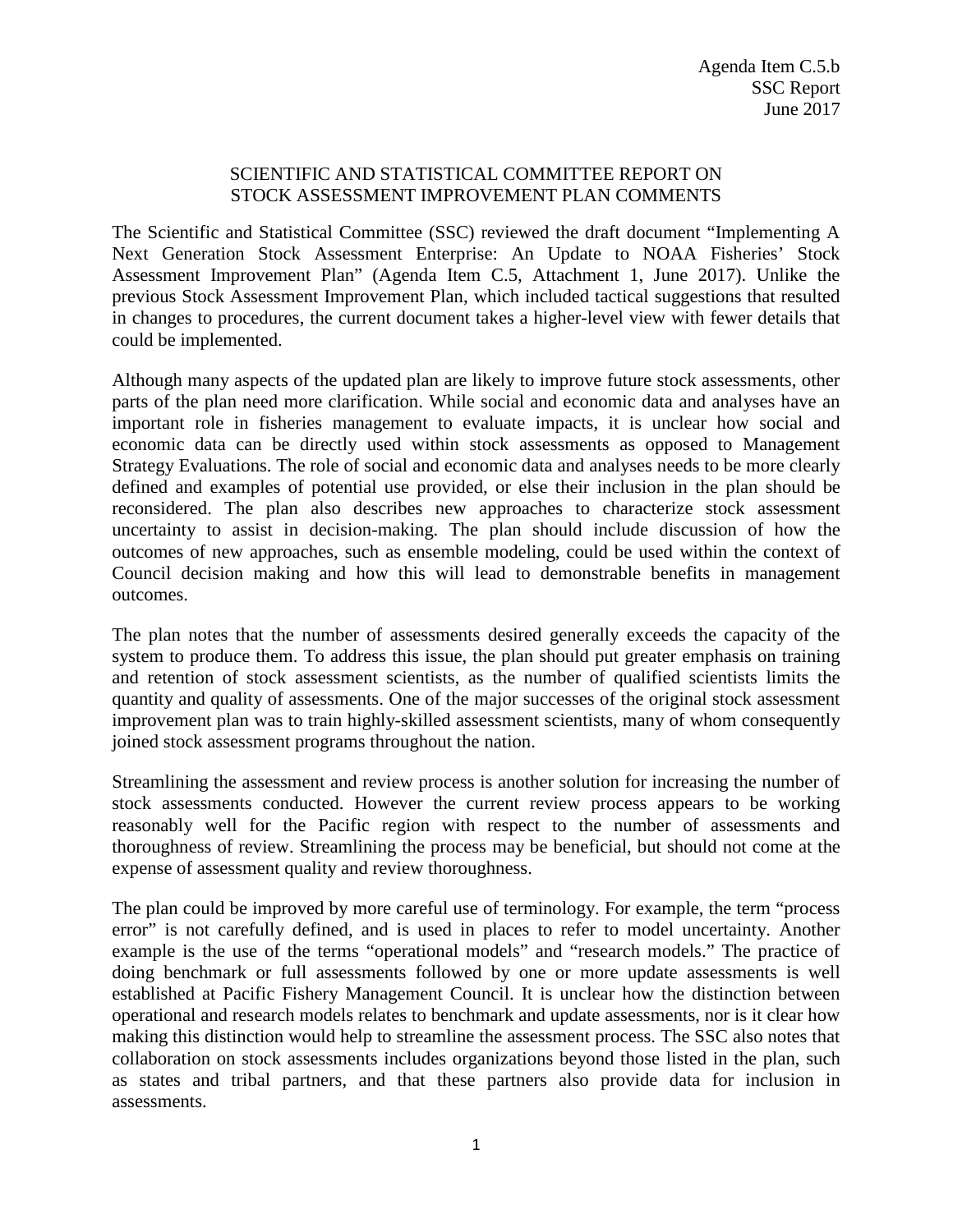Agenda Item C.5.b
SSC Report
June 2017

# SCIENTIFIC AND STATISTICAL COMMITTEE REPORT ON STOCK ASSESSMENT IMPROVEMENT PLAN COMMENTS

The Scientific and Statistical Committee (SSC) reviewed the draft document "Implementing A Next Generation Stock Assessment Enterprise: An Update to NOAA Fisheries' Stock Assessment Improvement Plan" (Agenda Item C.5, Attachment 1, June 2017). Unlike the previous Stock Assessment Improvement Plan, which included tactical suggestions that resulted in changes to procedures, the current document takes a higher-level view with fewer details that could be implemented.

Although many aspects of the updated plan are likely to improve future stock assessments, other parts of the plan need more clarification. While social and economic data and analyses have an important role in fisheries management to evaluate impacts, it is unclear how social and economic data can be directly used within stock assessments as opposed to Management Strategy Evaluations. The role of social and economic data and analyses needs to be more clearly defined and examples of potential use provided, or else their inclusion in the plan should be reconsidered. The plan also describes new approaches to characterize stock assessment uncertainty to assist in decision-making. The plan should include discussion of how the outcomes of new approaches, such as ensemble modeling, could be used within the context of Council decision making and how this will lead to demonstrable benefits in management outcomes.

The plan notes that the number of assessments desired generally exceeds the capacity of the system to produce them. To address this issue, the plan should put greater emphasis on training and retention of stock assessment scientists, as the number of qualified scientists limits the quantity and quality of assessments. One of the major successes of the original stock assessment improvement plan was to train highly-skilled assessment scientists, many of whom consequently joined stock assessment programs throughout the nation.

Streamlining the assessment and review process is another solution for increasing the number of stock assessments conducted. However the current review process appears to be working reasonably well for the Pacific region with respect to the number of assessments and thoroughness of review. Streamlining the process may be beneficial, but should not come at the expense of assessment quality and review thoroughness.

The plan could be improved by more careful use of terminology. For example, the term "process error" is not carefully defined, and is used in places to refer to model uncertainty. Another example is the use of the terms "operational models" and "research models." The practice of doing benchmark or full assessments followed by one or more update assessments is well established at Pacific Fishery Management Council. It is unclear how the distinction between operational and research models relates to benchmark and update assessments, nor is it clear how making this distinction would help to streamline the assessment process. The SSC also notes that collaboration on stock assessments includes organizations beyond those listed in the plan, such as states and tribal partners, and that these partners also provide data for inclusion in assessments.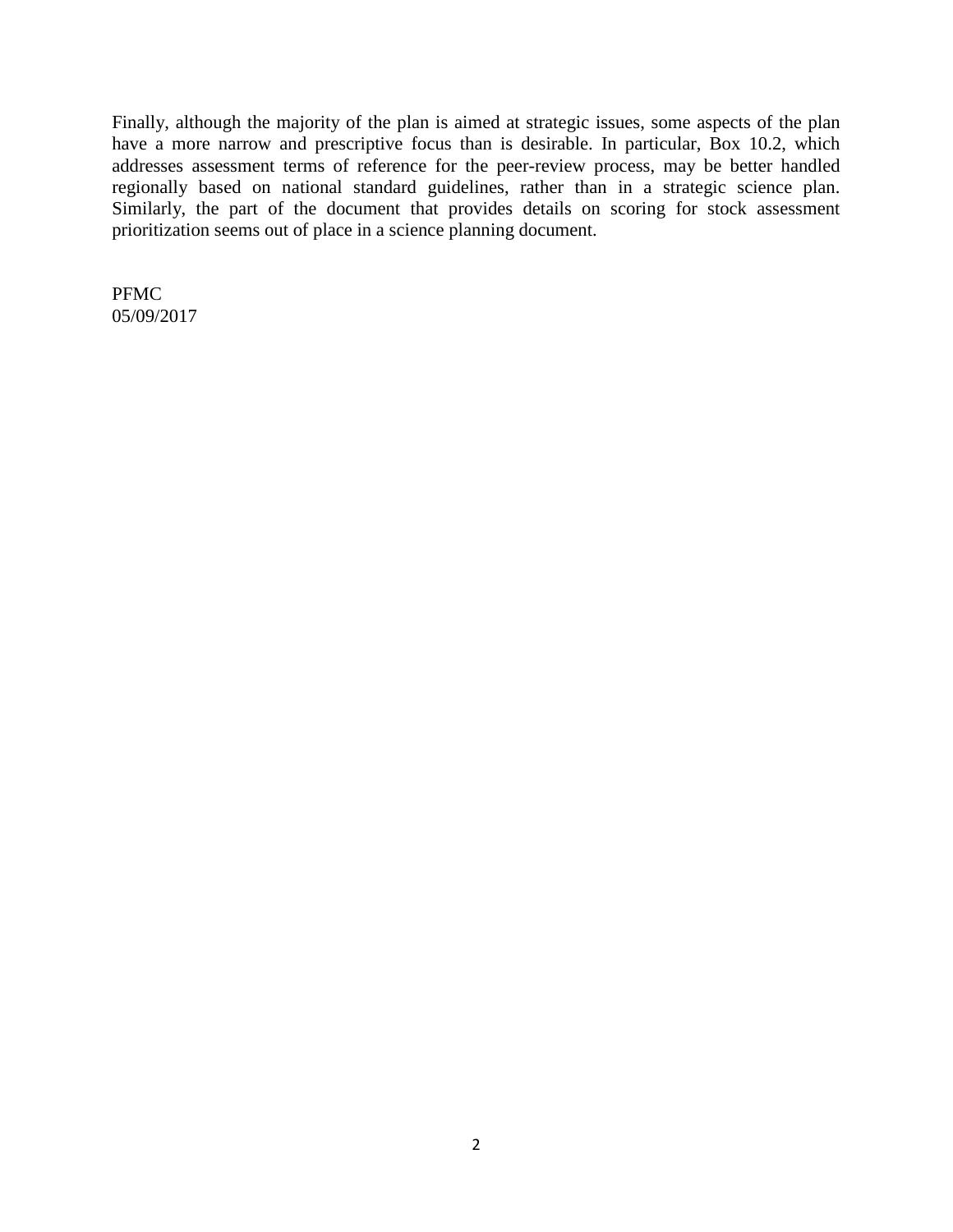Finally, although the majority of the plan is aimed at strategic issues, some aspects of the plan have a more narrow and prescriptive focus than is desirable. In particular, Box 10.2, which addresses assessment terms of reference for the peer-review process, may be better handled regionally based on national standard guidelines, rather than in a strategic science plan. Similarly, the part of the document that provides details on scoring for stock assessment prioritization seems out of place in a science planning document.

PFMC
05/09/2017